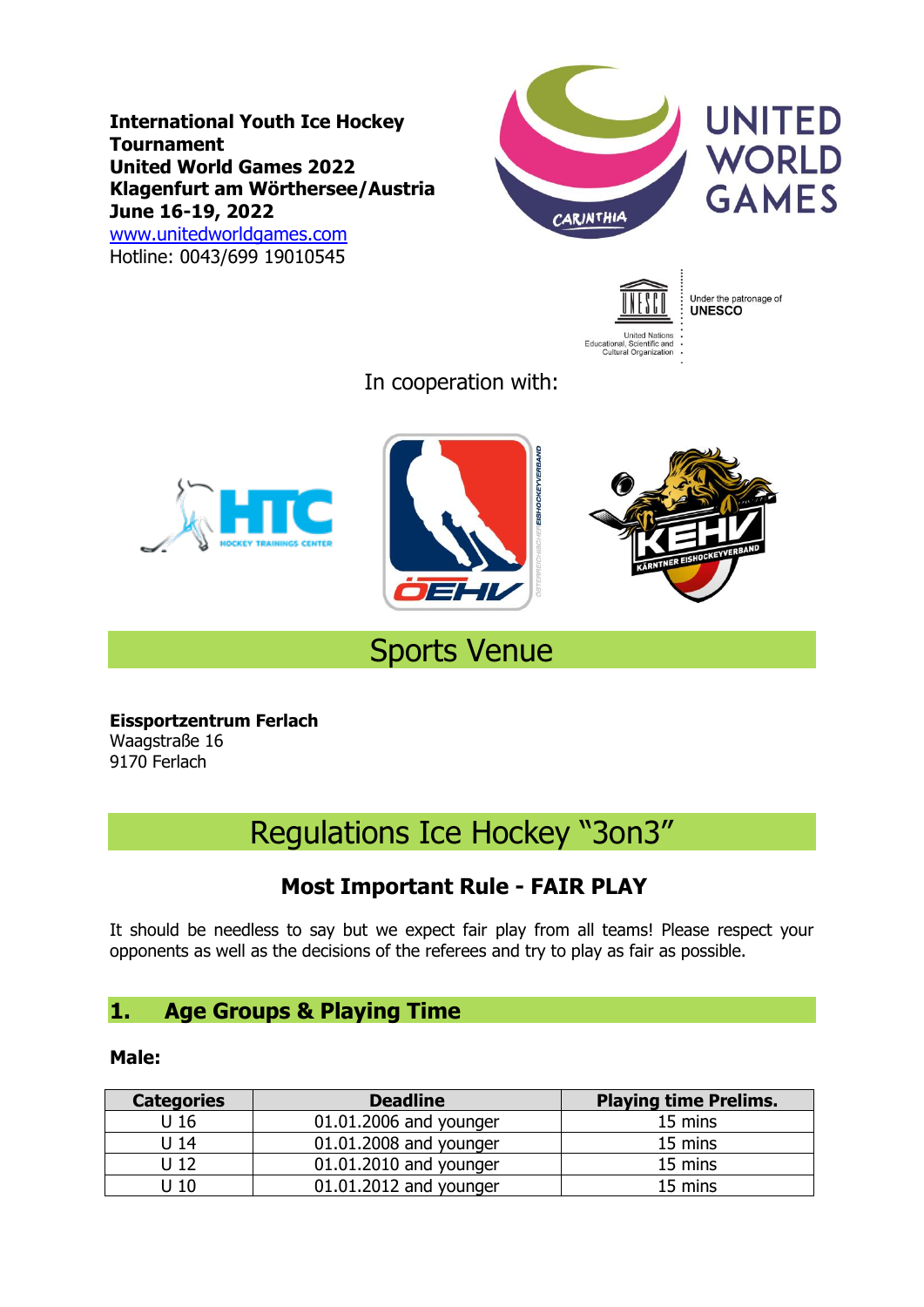**International Youth Ice Hockey Tournament**
**United World Games 2022**
**Klagenfurt am Wörthersee/Austria**
**June 16-19, 2022**
[www.unitedworldgames.com](http://www.unitedworldgames.com)
Hotline: 0043/699 19010545

UNITED WORLD GAMES

CARINTHIA

Under the patronage of **UNESCO**

United Nations Educational, Scientific and Cultural Organization

In cooperation with:

HTC HOCKEY TRAININGS CENTER

ÖEHV

KEHV KÄRNTNER EISHOCKEYVERBAND

## Sports Venue

**Eissportzentrum Ferlach**
Waagstraße 16
9170 Ferlach

## Regulations Ice Hockey "3on3"

### Most Important Rule - FAIR PLAY

It should be needless to say but we expect fair play from all teams! Please respect your opponents as well as the decisions of the referees and try to play as fair as possible.

## 1. Age Groups & Playing Time

**Male:**

| Categories | Deadline | Playing time Prelims. |
|---|---|---|
| U 16 | 01.01.2006 and younger | 15 mins |
| U 14 | 01.01.2008 and younger | 15 mins |
| U 12 | 01.01.2010 and younger | 15 mins |
| U 10 | 01.01.2012 and younger | 15 mins |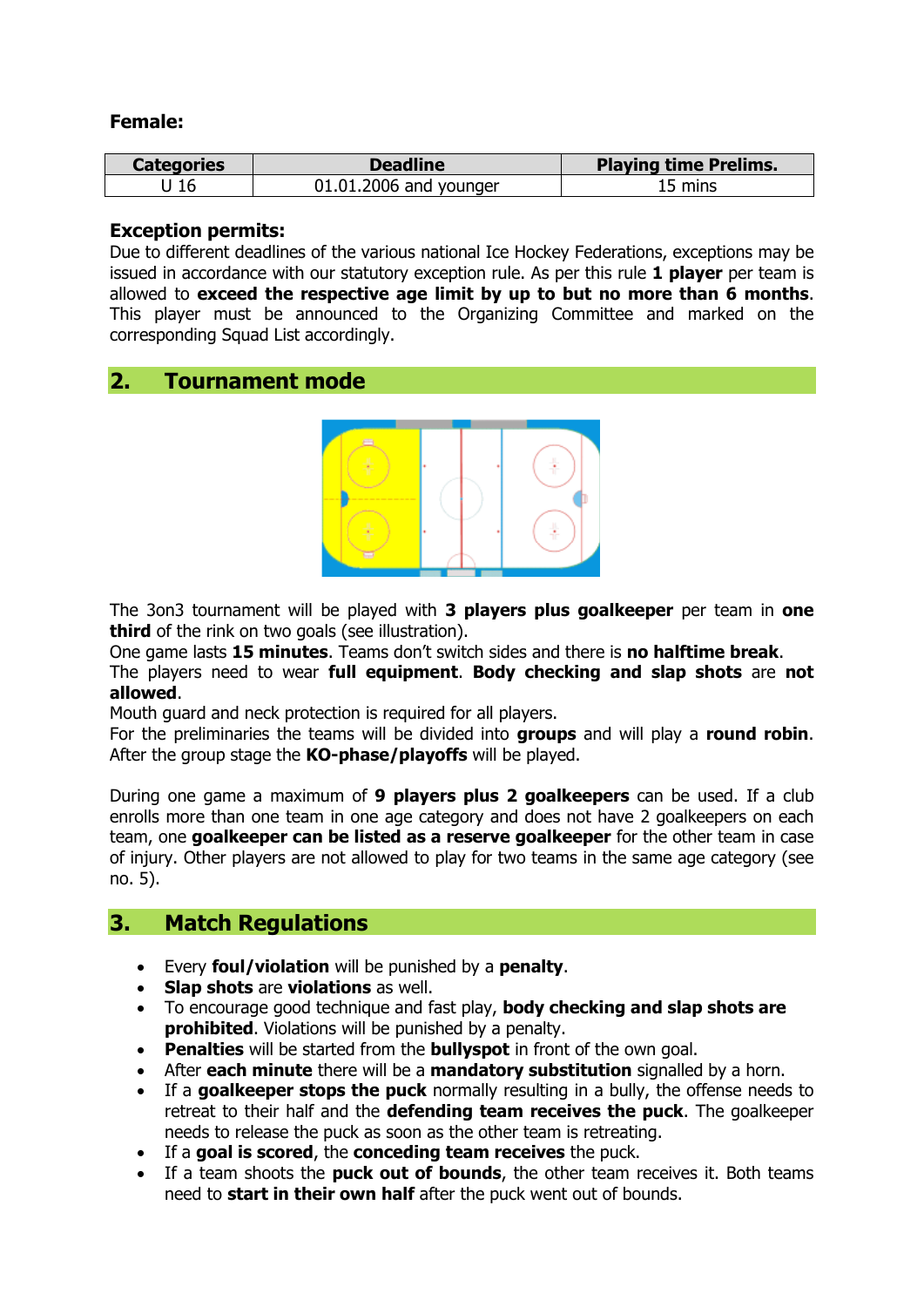**Female:**

| Categories | Deadline | Playing time Prelims. |
|---|---|---|
| U 16 | 01.01.2006 and younger | 15 mins |

**Exception permits:**

Due to different deadlines of the various national Ice Hockey Federations, exceptions may be issued in accordance with our statutory exception rule. As per this rule **1 player** per team is allowed to **exceed the respective age limit by up to but no more than 6 months**. This player must be announced to the Organizing Committee and marked on the corresponding Squad List accordingly.

## 2. Tournament mode

The 3on3 tournament will be played with **3 players plus goalkeeper** per team in **one third** of the rink on two goals (see illustration).

One game lasts **15 minutes**. Teams don't switch sides and there is **no halftime break**.

The players need to wear **full equipment**. **Body checking and slap shots** are **not allowed**.

Mouth guard and neck protection is required for all players.

For the preliminaries the teams will be divided into **groups** and will play a **round robin**. After the group stage the **KO-phase/playoffs** will be played.

During one game a maximum of **9 players plus 2 goalkeepers** can be used. If a club enrolls more than one team in one age category and does not have 2 goalkeepers on each team, one **goalkeeper can be listed as a reserve goalkeeper** for the other team in case of injury. Other players are not allowed to play for two teams in the same age category (see no. 5).

## 3. Match Regulations

- Every **foul/violation** will be punished by a **penalty**.
- **Slap shots** are **violations** as well.
- To encourage good technique and fast play, **body checking and slap shots are prohibited**. Violations will be punished by a penalty.
- **Penalties** will be started from the **bullyspot** in front of the own goal.
- After **each minute** there will be a **mandatory substitution** signalled by a horn.
- If a **goalkeeper stops the puck** normally resulting in a bully, the offense needs to retreat to their half and the **defending team receives the puck**. The goalkeeper needs to release the puck as soon as the other team is retreating.
- If a **goal is scored**, the **conceding team receives** the puck.
- If a team shoots the **puck out of bounds**, the other team receives it. Both teams need to **start in their own half** after the puck went out of bounds.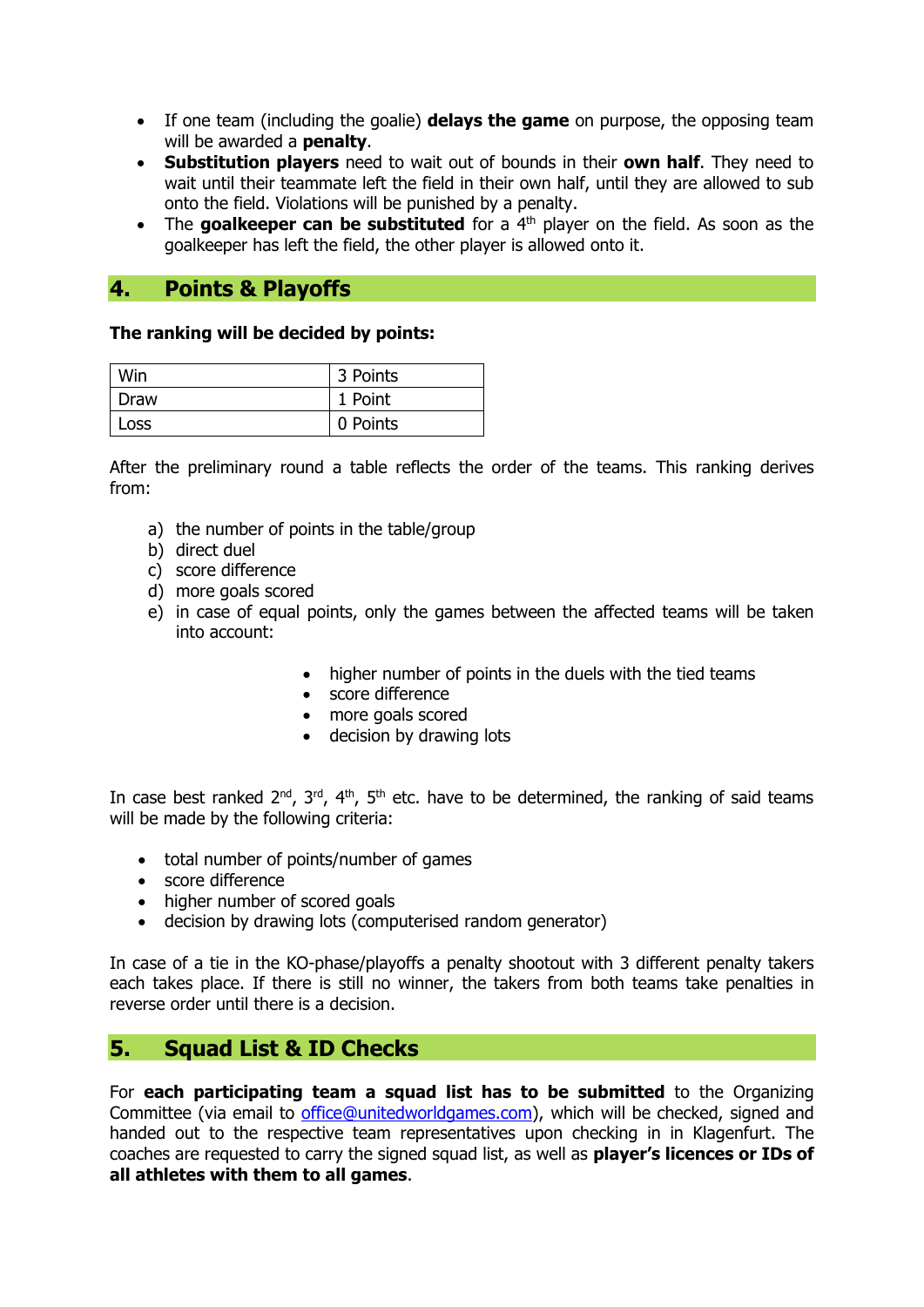- If one team (including the goalie) **delays the game** on purpose, the opposing team will be awarded a **penalty**.
- **Substitution players** need to wait out of bounds in their **own half**. They need to wait until their teammate left the field in their own half, until they are allowed to sub onto the field. Violations will be punished by a penalty.
- The **goalkeeper can be substituted** for a 4th player on the field. As soon as the goalkeeper has left the field, the other player is allowed onto it.

## 4. Points & Playoffs

**The ranking will be decided by points:**

| Win | 3 Points |
|---|---|
| Draw | 1 Point |
| Loss | 0 Points |

After the preliminary round a table reflects the order of the teams. This ranking derives from:

a) the number of points in the table/group
b) direct duel
c) score difference
d) more goals scored
e) in case of equal points, only the games between the affected teams will be taken into account:

- higher number of points in the duels with the tied teams
- score difference
- more goals scored
- decision by drawing lots

In case best ranked 2nd, 3rd, 4th, 5th etc. have to be determined, the ranking of said teams will be made by the following criteria:

- total number of points/number of games
- score difference
- higher number of scored goals
- decision by drawing lots (computerised random generator)

In case of a tie in the KO-phase/playoffs a penalty shootout with 3 different penalty takers each takes place. If there is still no winner, the takers from both teams take penalties in reverse order until there is a decision.

## 5. Squad List & ID Checks

For **each participating team a squad list has to be submitted** to the Organizing Committee (via email to office@unitedworldgames.com), which will be checked, signed and handed out to the respective team representatives upon checking in in Klagenfurt. The coaches are requested to carry the signed squad list, as well as **player's licences or IDs of all athletes with them to all games**.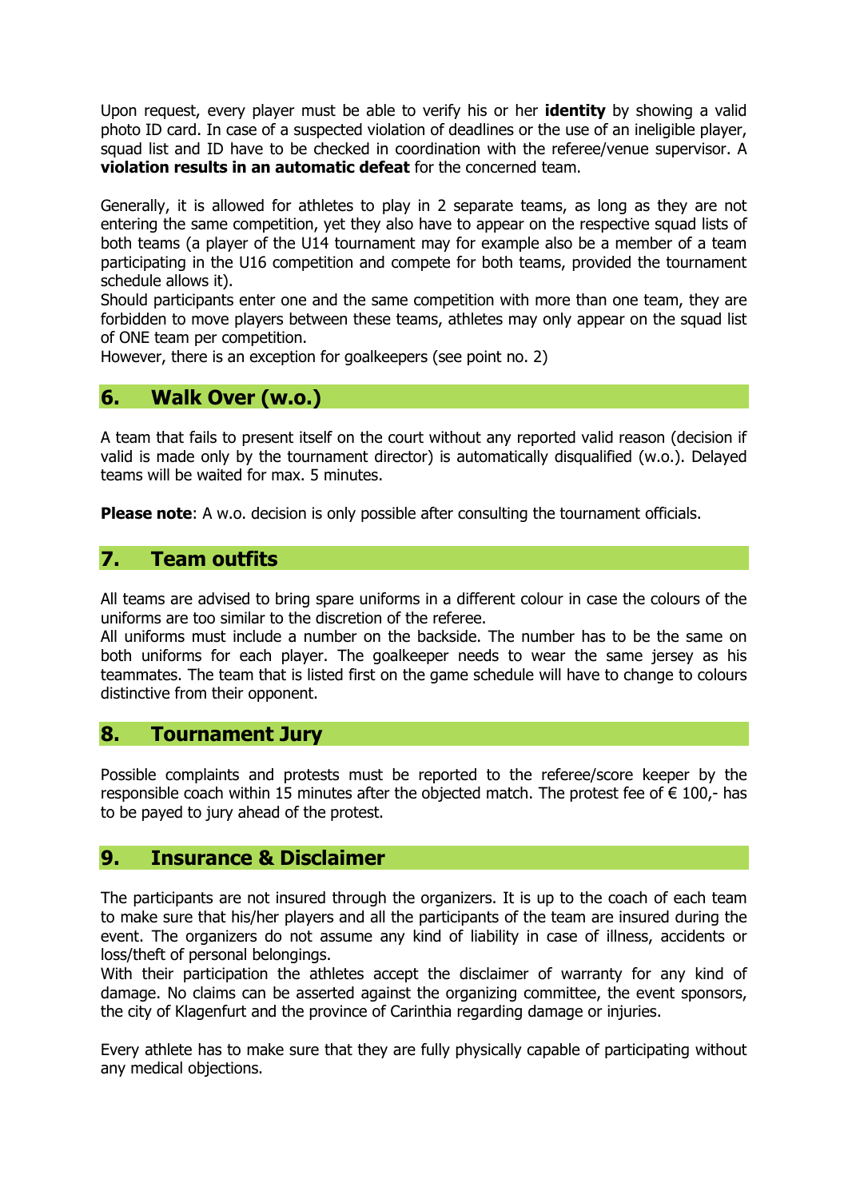Upon request, every player must be able to verify his or her **identity** by showing a valid photo ID card. In case of a suspected violation of deadlines or the use of an ineligible player, squad list and ID have to be checked in coordination with the referee/venue supervisor. A **violation results in an automatic defeat** for the concerned team.

Generally, it is allowed for athletes to play in 2 separate teams, as long as they are not entering the same competition, yet they also have to appear on the respective squad lists of both teams (a player of the U14 tournament may for example also be a member of a team participating in the U16 competition and compete for both teams, provided the tournament schedule allows it).
Should participants enter one and the same competition with more than one team, they are forbidden to move players between these teams, athletes may only appear on the squad list of ONE team per competition.
However, there is an exception for goalkeepers (see point no. 2)

## 6. Walk Over (w.o.)

A team that fails to present itself on the court without any reported valid reason (decision if valid is made only by the tournament director) is automatically disqualified (w.o.). Delayed teams will be waited for max. 5 minutes.

**Please note**: A w.o. decision is only possible after consulting the tournament officials.

## 7. Team outfits

All teams are advised to bring spare uniforms in a different colour in case the colours of the uniforms are too similar to the discretion of the referee.
All uniforms must include a number on the backside. The number has to be the same on both uniforms for each player. The goalkeeper needs to wear the same jersey as his teammates. The team that is listed first on the game schedule will have to change to colours distinctive from their opponent.

## 8. Tournament Jury

Possible complaints and protests must be reported to the referee/score keeper by the responsible coach within 15 minutes after the objected match. The protest fee of € 100,- has to be payed to jury ahead of the protest.

## 9. Insurance & Disclaimer

The participants are not insured through the organizers. It is up to the coach of each team to make sure that his/her players and all the participants of the team are insured during the event. The organizers do not assume any kind of liability in case of illness, accidents or loss/theft of personal belongings.
With their participation the athletes accept the disclaimer of warranty for any kind of damage. No claims can be asserted against the organizing committee, the event sponsors, the city of Klagenfurt and the province of Carinthia regarding damage or injuries.

Every athlete has to make sure that they are fully physically capable of participating without any medical objections.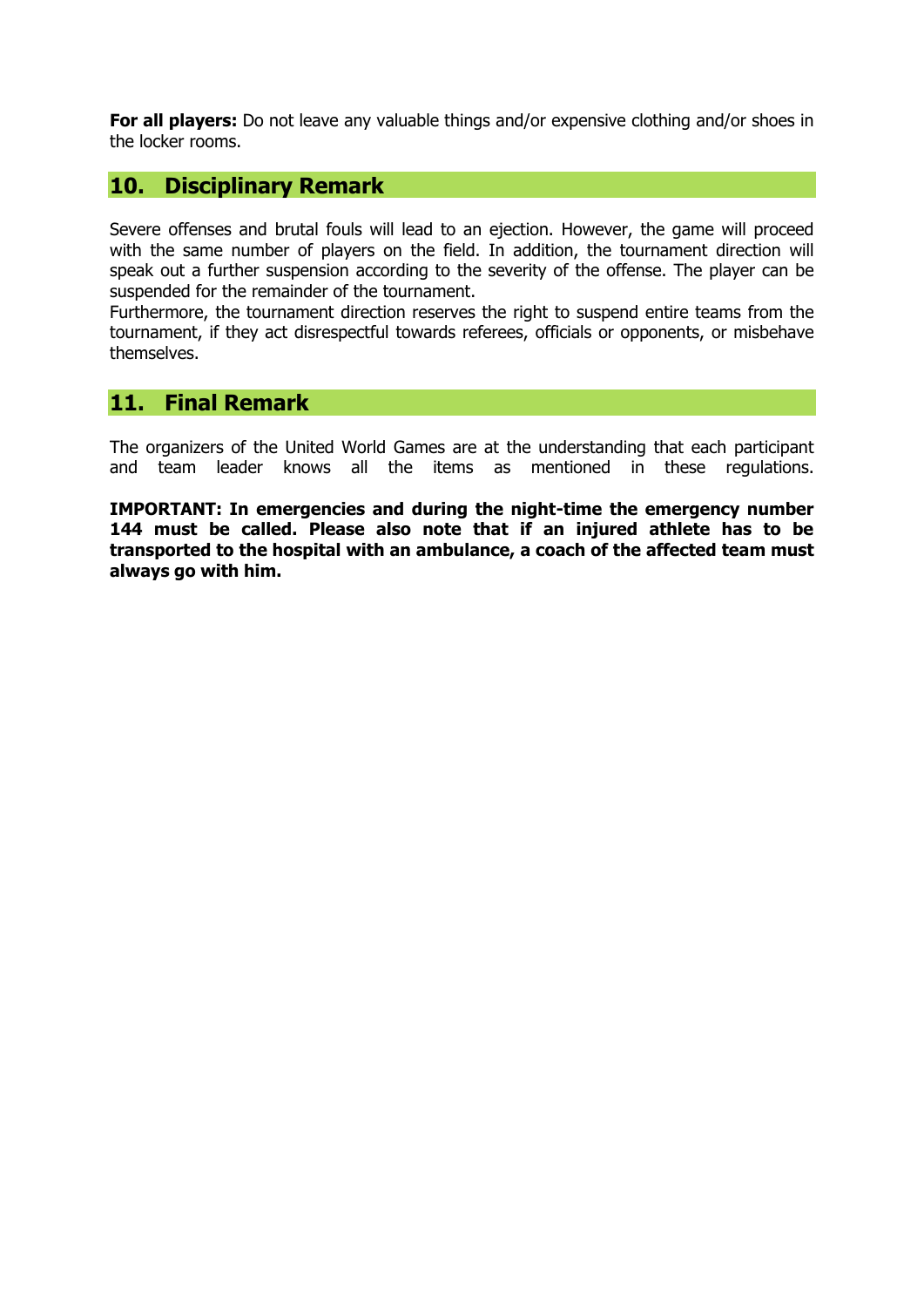**For all players:** Do not leave any valuable things and/or expensive clothing and/or shoes in the locker rooms.

## 10. Disciplinary Remark

Severe offenses and brutal fouls will lead to an ejection. However, the game will proceed with the same number of players on the field. In addition, the tournament direction will speak out a further suspension according to the severity of the offense. The player can be suspended for the remainder of the tournament.
Furthermore, the tournament direction reserves the right to suspend entire teams from the tournament, if they act disrespectful towards referees, officials or opponents, or misbehave themselves.

## 11. Final Remark

The organizers of the United World Games are at the understanding that each participant and team leader knows all the items as mentioned in these regulations.

**IMPORTANT: In emergencies and during the night-time the emergency number 144 must be called. Please also note that if an injured athlete has to be transported to the hospital with an ambulance, a coach of the affected team must always go with him.**